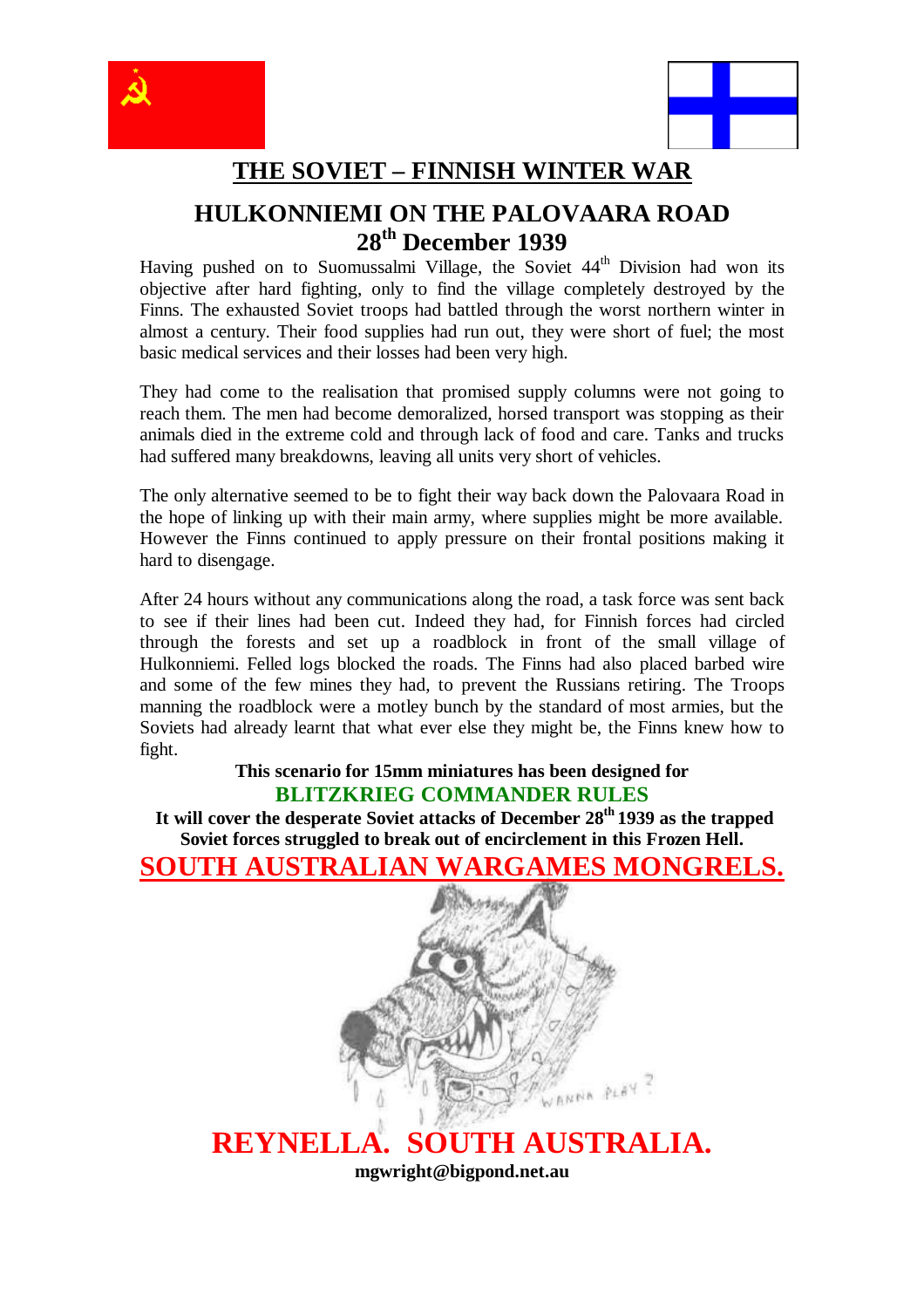# THE SOVIET – FINNISH WINTER WAR

## HULKONNIEMI ON THE PALOVAARA ROAD
## 28th December 1939

Having pushed on to Suomussalmi Village, the Soviet 44th Division had won its objective after hard fighting, only to find the village completely destroyed by the Finns. The exhausted Soviet troops had battled through the worst northern winter in almost a century. Their food supplies had run out, they were short of fuel; the most basic medical services and their losses had been very high.

They had come to the realisation that promised supply columns were not going to reach them. The men had become demoralized, horsed transport was stopping as their animals died in the extreme cold and through lack of food and care. Tanks and trucks had suffered many breakdowns, leaving all units very short of vehicles.

The only alternative seemed to be to fight their way back down the Palovaara Road in the hope of linking up with their main army, where supplies might be more available. However the Finns continued to apply pressure on their frontal positions making it hard to disengage.

After 24 hours without any communications along the road, a task force was sent back to see if their lines had been cut. Indeed they had, for Finnish forces had circled through the forests and set up a roadblock in front of the small village of Hulkonniemi. Felled logs blocked the roads. The Finns had also placed barbed wire and some of the few mines they had, to prevent the Russians retiring. The Troops manning the roadblock were a motley bunch by the standard of most armies, but the Soviets had already learnt that what ever else they might be, the Finns knew how to fight.

**This scenario for 15mm miniatures has been designed for**

**BLITZKRIEG COMMANDER RULES**

**It will cover the desperate Soviet attacks of December 28th 1939 as the trapped Soviet forces struggled to break out of encirclement in this Frozen Hell.**

**SOUTH AUSTRALIAN WARGAMES MONGRELS.**

WANNA PLAY ?

**REYNELLA. SOUTH AUSTRALIA.**

**mgwright@bigpond.net.au**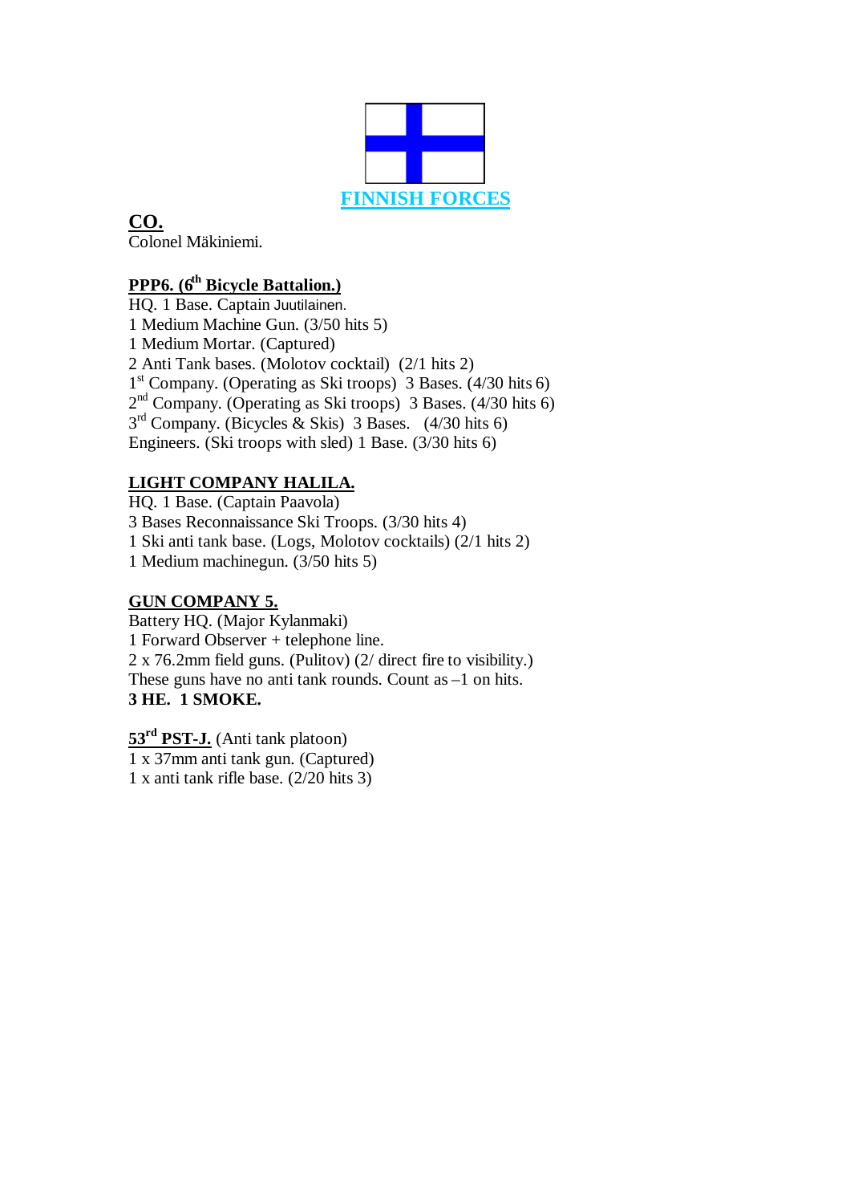# FINNISH FORCES

## CO.

Colonel Mäkiniemi.

## PPP6. (6th Bicycle Battalion.)

HQ. 1 Base. Captain Juutilainen.
1 Medium Machine Gun. (3/50 hits 5)
1 Medium Mortar. (Captured)
2 Anti Tank bases. (Molotov cocktail) (2/1 hits 2)
1st Company. (Operating as Ski troops) 3 Bases. (4/30 hits 6)
2nd Company. (Operating as Ski troops) 3 Bases. (4/30 hits 6)
3rd Company. (Bicycles & Skis) 3 Bases. (4/30 hits 6)
Engineers. (Ski troops with sled) 1 Base. (3/30 hits 6)

## LIGHT COMPANY HALILA.

HQ. 1 Base. (Captain Paavola)
3 Bases Reconnaissance Ski Troops. (3/30 hits 4)
1 Ski anti tank base. (Logs, Molotov cocktails) (2/1 hits 2)
1 Medium machinegun. (3/50 hits 5)

## GUN COMPANY 5.

Battery HQ. (Major Kylanmaki)
1 Forward Observer + telephone line.
2 x 76.2mm field guns. (Pulitov) (2/ direct fire to visibility.)
These guns have no anti tank rounds. Count as –1 on hits.
**3 HE. 1 SMOKE.**

## 53rd PST-J. (Anti tank platoon)

1 x 37mm anti tank gun. (Captured)
1 x anti tank rifle base. (2/20 hits 3)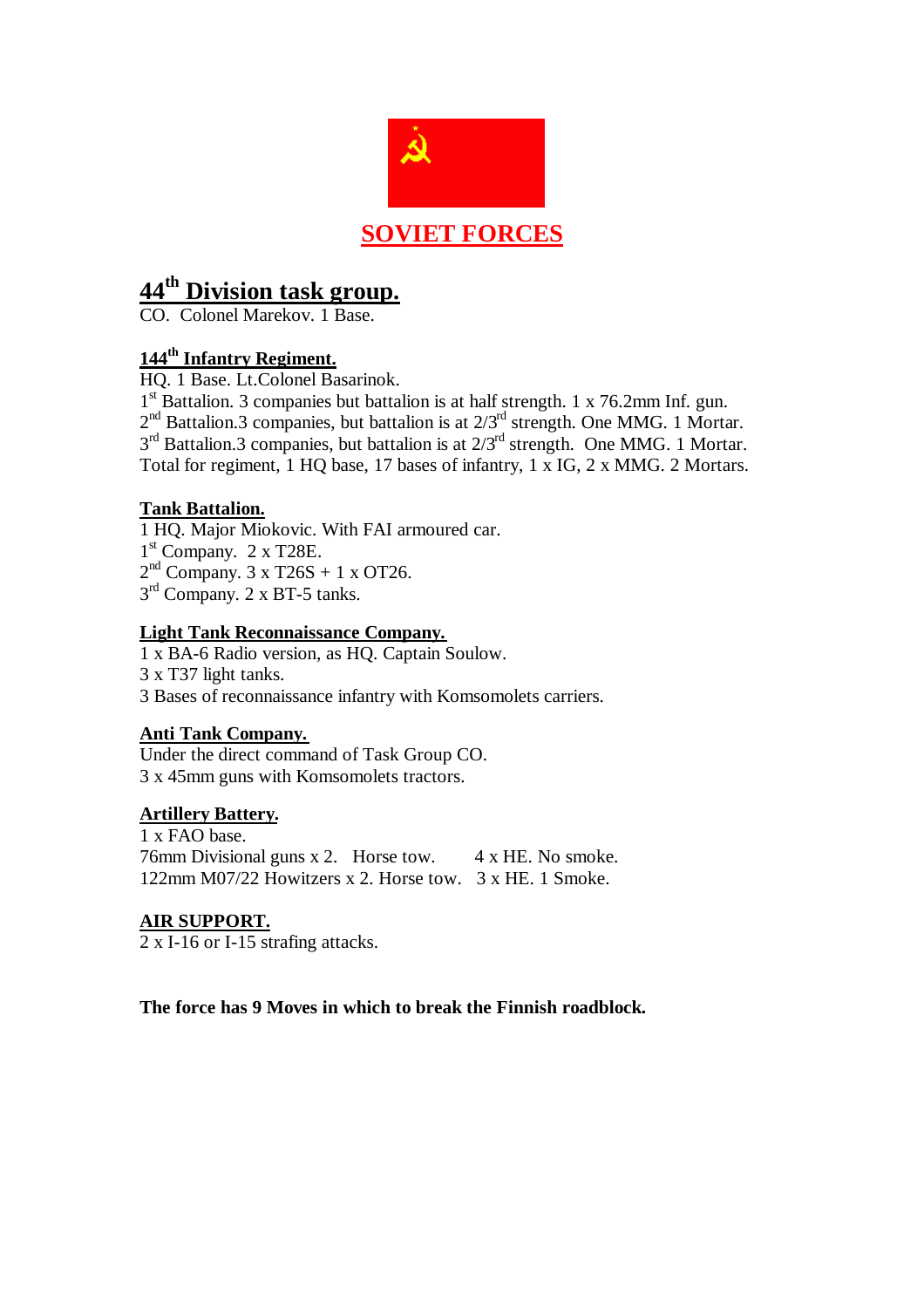# SOVIET FORCES

## 44th Division task group.

CO. Colonel Marekov. 1 Base.

### 144th Infantry Regiment.

HQ. 1 Base. Lt.Colonel Basarinok.
1st Battalion. 3 companies but battalion is at half strength. 1 x 76.2mm Inf. gun.
2nd Battalion.3 companies, but battalion is at 2/3rd strength. One MMG. 1 Mortar.
3rd Battalion.3 companies, but battalion is at 2/3rd strength. One MMG. 1 Mortar.
Total for regiment, 1 HQ base, 17 bases of infantry, 1 x IG, 2 x MMG. 2 Mortars.

### Tank Battalion.

1 HQ. Major Miokovic. With FAI armoured car.
1st Company. 2 x T28E.
2nd Company. 3 x T26S + 1 x OT26.
3rd Company. 2 x BT-5 tanks.

### Light Tank Reconnaissance Company.

1 x BA-6 Radio version, as HQ. Captain Soulow.
3 x T37 light tanks.
3 Bases of reconnaissance infantry with Komsomolets carriers.

### Anti Tank Company.

Under the direct command of Task Group CO.
3 x 45mm guns with Komsomolets tractors.

### Artillery Battery.

1 x FAO base.
76mm Divisional guns x 2. Horse tow. 4 x HE. No smoke.
122mm M07/22 Howitzers x 2. Horse tow. 3 x HE. 1 Smoke.

### AIR SUPPORT.

2 x I-16 or I-15 strafing attacks.

**The force has 9 Moves in which to break the Finnish roadblock.**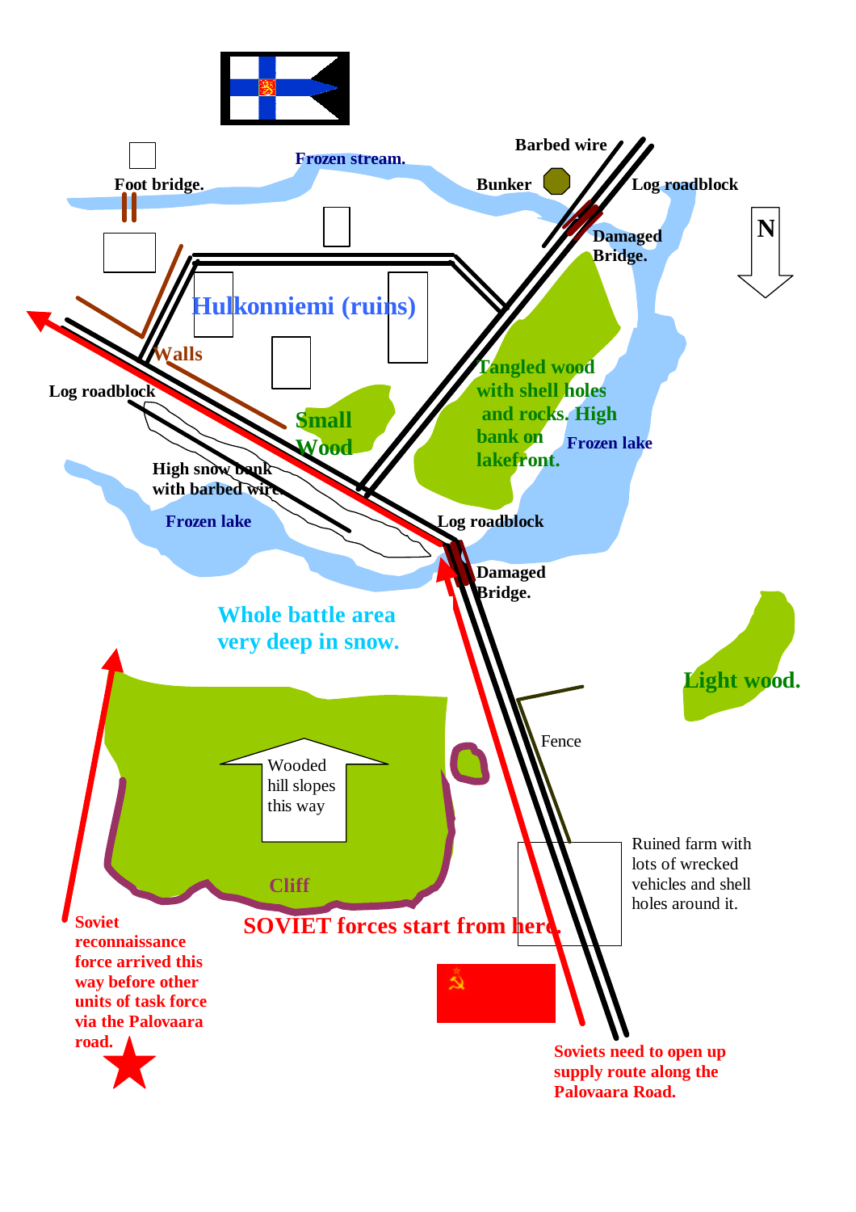Frozen stream.

Barbed wire

Foot bridge.

Bunker

Log roadblock

Damaged Bridge.

N

Hulkonniemi (ruins)

Walls

Log roadblock

Small Wood

Tangled wood with shell holes and rocks. High bank on lakefront.

Frozen lake

High snow bank with barbed wire.

Frozen lake

Log roadblock

Damaged Bridge.

Whole battle area very deep in snow.

Light wood.

Fence

Wooded hill slopes this way

Ruined farm with lots of wrecked vehicles and shell holes around it.

Cliff

SOVIET forces start from here.

Soviet reconnaissance force arrived this way before other units of task force via the Palovaara road.

Soviets need to open up supply route along the Palovaara Road.